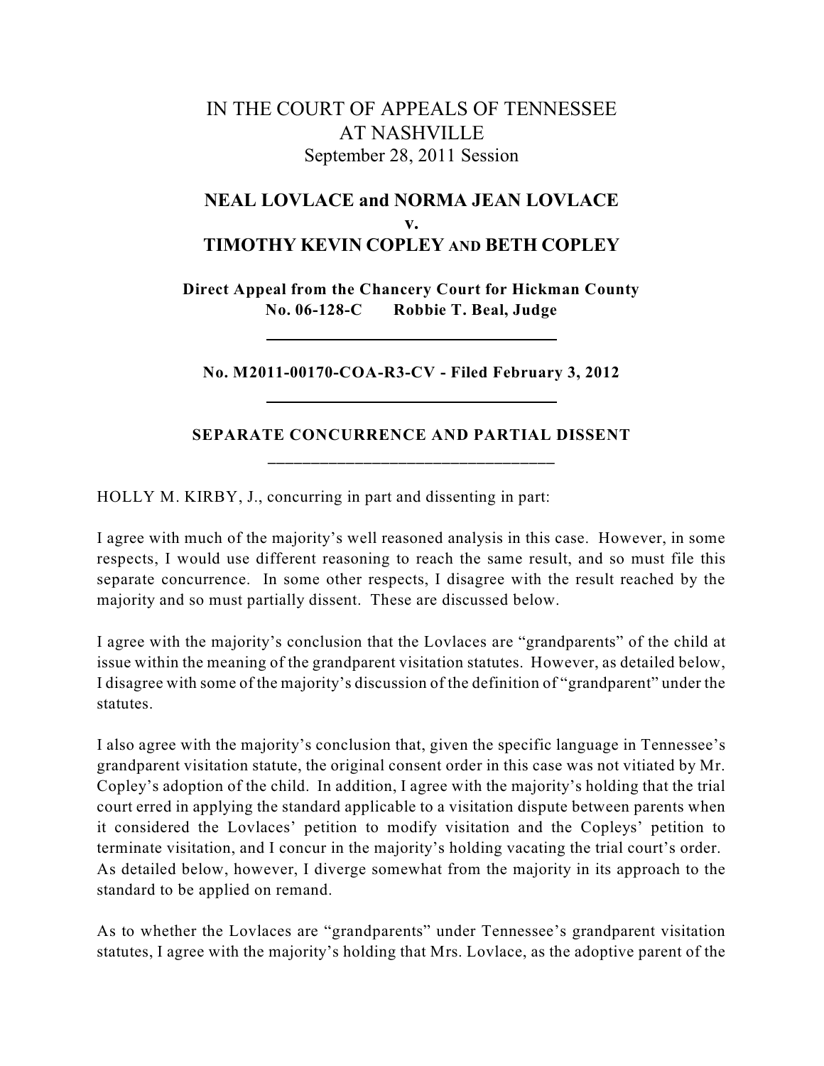# IN THE COURT OF APPEALS OF TENNESSEE AT NASHVILLE

September 28, 2011 Session

## NEAL LOVLACE and NORMA JEAN LOVLACE v. TIMOTHY KEVIN COPLEY AND BETH COPLEY

**Direct Appeal from the Chancery Court for Hickman County**
**No. 06-128-C Robbie T. Beal, Judge**

---

**No. M2011-00170-COA-R3-CV - Filed February 3, 2012**

---

### SEPARATE CONCURRENCE AND PARTIAL DISSENT

---

HOLLY M. KIRBY, J., concurring in part and dissenting in part:

I agree with much of the majority's well reasoned analysis in this case. However, in some respects, I would use different reasoning to reach the same result, and so must file this separate concurrence. In some other respects, I disagree with the result reached by the majority and so must partially dissent. These are discussed below.

I agree with the majority's conclusion that the Lovlaces are "grandparents" of the child at issue within the meaning of the grandparent visitation statutes. However, as detailed below, I disagree with some of the majority's discussion of the definition of "grandparent" under the statutes.

I also agree with the majority's conclusion that, given the specific language in Tennessee's grandparent visitation statute, the original consent order in this case was not vitiated by Mr. Copley's adoption of the child. In addition, I agree with the majority's holding that the trial court erred in applying the standard applicable to a visitation dispute between parents when it considered the Lovlaces' petition to modify visitation and the Copleys' petition to terminate visitation, and I concur in the majority's holding vacating the trial court's order. As detailed below, however, I diverge somewhat from the majority in its approach to the standard to be applied on remand.

As to whether the Lovlaces are "grandparents" under Tennessee's grandparent visitation statutes, I agree with the majority's holding that Mrs. Lovlace, as the adoptive parent of the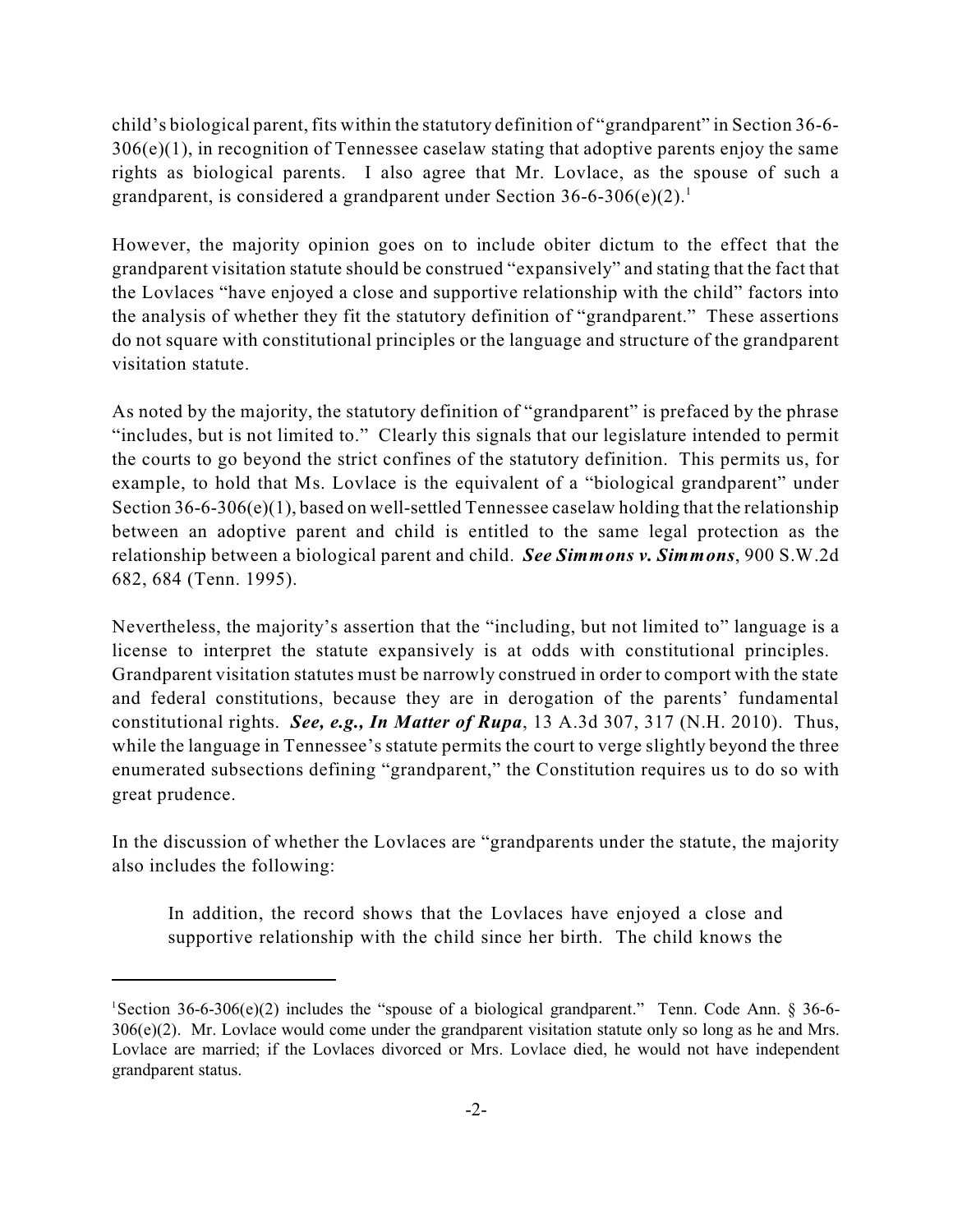child's biological parent, fits within the statutory definition of "grandparent" in Section 36-6-306(e)(1), in recognition of Tennessee caselaw stating that adoptive parents enjoy the same rights as biological parents. I also agree that Mr. Lovlace, as the spouse of such a grandparent, is considered a grandparent under Section 36-6-306(e)(2).[1]

However, the majority opinion goes on to include obiter dictum to the effect that the grandparent visitation statute should be construed "expansively" and stating that the fact that the Lovlaces "have enjoyed a close and supportive relationship with the child" factors into the analysis of whether they fit the statutory definition of "grandparent." These assertions do not square with constitutional principles or the language and structure of the grandparent visitation statute.

As noted by the majority, the statutory definition of "grandparent" is prefaced by the phrase "includes, but is not limited to." Clearly this signals that our legislature intended to permit the courts to go beyond the strict confines of the statutory definition. This permits us, for example, to hold that Ms. Lovlace is the equivalent of a "biological grandparent" under Section 36-6-306(e)(1), based on well-settled Tennessee caselaw holding that the relationship between an adoptive parent and child is entitled to the same legal protection as the relationship between a biological parent and child. ***See Simmons v. Simmons***, 900 S.W.2d 682, 684 (Tenn. 1995).

Nevertheless, the majority's assertion that the "including, but not limited to" language is a license to interpret the statute expansively is at odds with constitutional principles. Grandparent visitation statutes must be narrowly construed in order to comport with the state and federal constitutions, because they are in derogation of the parents' fundamental constitutional rights. ***See, e.g., In Matter of Rupa***, 13 A.3d 307, 317 (N.H. 2010). Thus, while the language in Tennessee's statute permits the court to verge slightly beyond the three enumerated subsections defining "grandparent," the Constitution requires us to do so with great prudence.

In the discussion of whether the Lovlaces are "grandparents under the statute, the majority also includes the following:

> In addition, the record shows that the Lovlaces have enjoyed a close and supportive relationship with the child since her birth. The child knows the

---

[1] Section 36-6-306(e)(2) includes the "spouse of a biological grandparent." Tenn. Code Ann. § 36-6-306(e)(2). Mr. Lovlace would come under the grandparent visitation statute only so long as he and Mrs. Lovlace are married; if the Lovlaces divorced or Mrs. Lovlace died, he would not have independent grandparent status.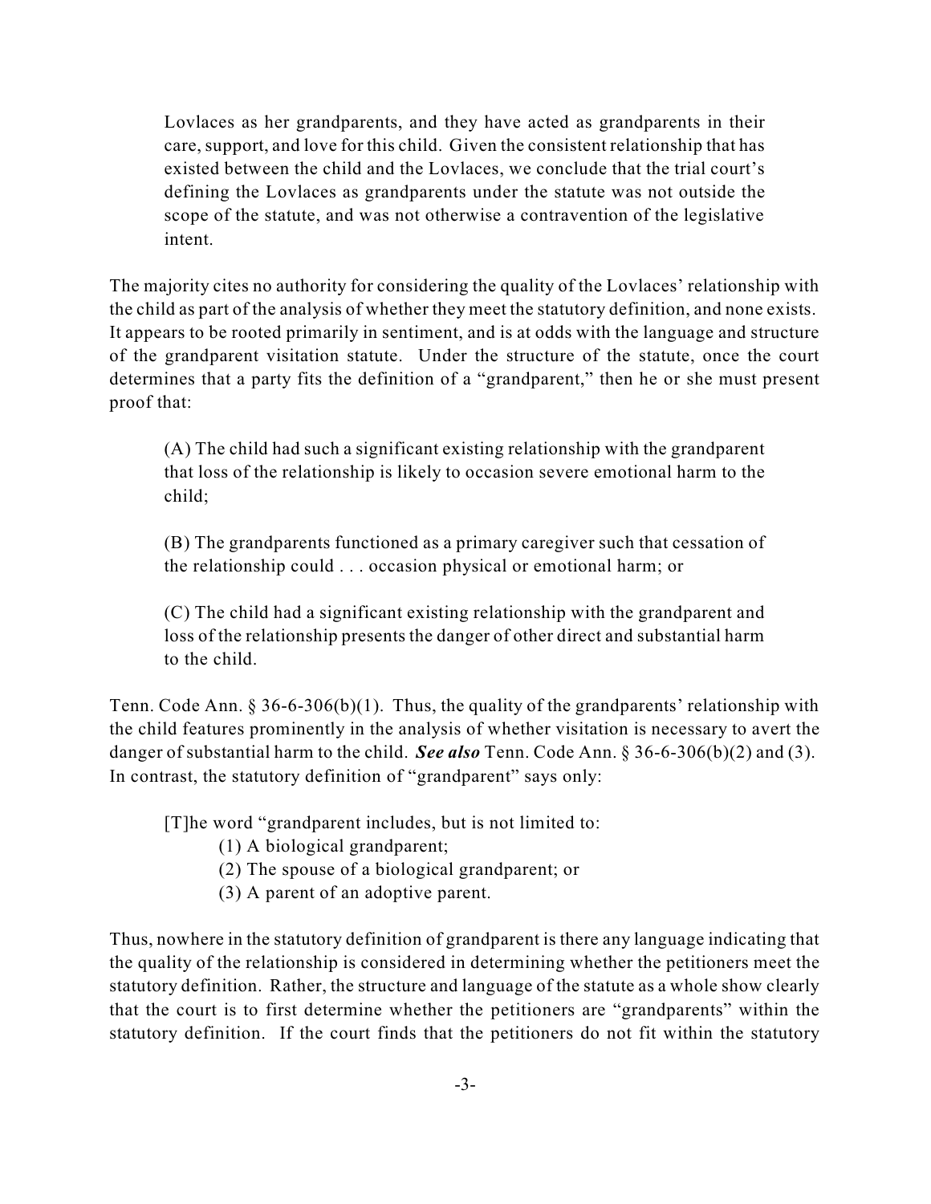> Lovlaces as her grandparents, and they have acted as grandparents in their care, support, and love for this child. Given the consistent relationship that has existed between the child and the Lovlaces, we conclude that the trial court's defining the Lovlaces as grandparents under the statute was not outside the scope of the statute, and was not otherwise a contravention of the legislative intent.

The majority cites no authority for considering the quality of the Lovlaces' relationship with the child as part of the analysis of whether they meet the statutory definition, and none exists. It appears to be rooted primarily in sentiment, and is at odds with the language and structure of the grandparent visitation statute. Under the structure of the statute, once the court determines that a party fits the definition of a "grandparent," then he or she must present proof that:

> (A) The child had such a significant existing relationship with the grandparent that loss of the relationship is likely to occasion severe emotional harm to the child;
>
> (B) The grandparents functioned as a primary caregiver such that cessation of the relationship could . . . occasion physical or emotional harm; or
>
> (C) The child had a significant existing relationship with the grandparent and loss of the relationship presents the danger of other direct and substantial harm to the child.

Tenn. Code Ann. § 36-6-306(b)(1). Thus, the quality of the grandparents' relationship with the child features prominently in the analysis of whether visitation is necessary to avert the danger of substantial harm to the child. ***See also*** Tenn. Code Ann. § 36-6-306(b)(2) and (3). In contrast, the statutory definition of "grandparent" says only:

> [T]he word "grandparent includes, but is not limited to:
>
> (1) A biological grandparent;
> (2) The spouse of a biological grandparent; or
> (3) A parent of an adoptive parent.

Thus, nowhere in the statutory definition of grandparent is there any language indicating that the quality of the relationship is considered in determining whether the petitioners meet the statutory definition. Rather, the structure and language of the statute as a whole show clearly that the court is to first determine whether the petitioners are "grandparents" within the statutory definition. If the court finds that the petitioners do not fit within the statutory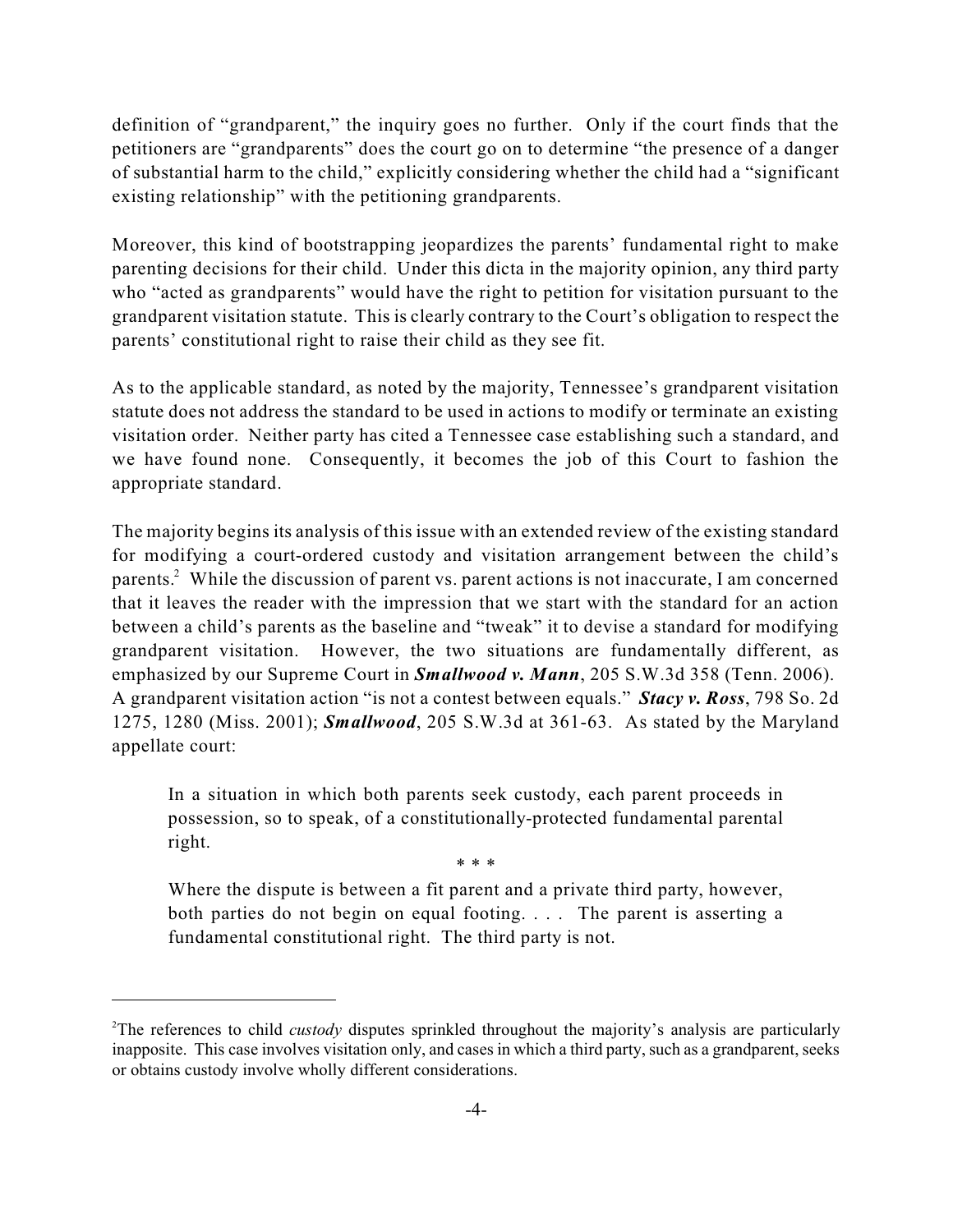definition of "grandparent," the inquiry goes no further. Only if the court finds that the petitioners are "grandparents" does the court go on to determine "the presence of a danger of substantial harm to the child," explicitly considering whether the child had a "significant existing relationship" with the petitioning grandparents.

Moreover, this kind of bootstrapping jeopardizes the parents' fundamental right to make parenting decisions for their child. Under this dicta in the majority opinion, any third party who "acted as grandparents" would have the right to petition for visitation pursuant to the grandparent visitation statute. This is clearly contrary to the Court's obligation to respect the parents' constitutional right to raise their child as they see fit.

As to the applicable standard, as noted by the majority, Tennessee's grandparent visitation statute does not address the standard to be used in actions to modify or terminate an existing visitation order. Neither party has cited a Tennessee case establishing such a standard, and we have found none. Consequently, it becomes the job of this Court to fashion the appropriate standard.

The majority begins its analysis of this issue with an extended review of the existing standard for modifying a court-ordered custody and visitation arrangement between the child's parents.[2] While the discussion of parent vs. parent actions is not inaccurate, I am concerned that it leaves the reader with the impression that we start with the standard for an action between a child's parents as the baseline and "tweak" it to devise a standard for modifying grandparent visitation. However, the two situations are fundamentally different, as emphasized by our Supreme Court in ***Smallwood v. Mann***, 205 S.W.3d 358 (Tenn. 2006). A grandparent visitation action "is not a contest between equals." ***Stacy v. Ross***, 798 So. 2d 1275, 1280 (Miss. 2001); ***Smallwood***, 205 S.W.3d at 361-63. As stated by the Maryland appellate court:

> In a situation in which both parents seek custody, each parent proceeds in possession, so to speak, of a constitutionally-protected fundamental parental right.
>
> \* \* \*
>
> Where the dispute is between a fit parent and a private third party, however, both parties do not begin on equal footing. . . . The parent is asserting a fundamental constitutional right. The third party is not.

---

[2]The references to child *custody* disputes sprinkled throughout the majority's analysis are particularly inapposite. This case involves visitation only, and cases in which a third party, such as a grandparent, seeks or obtains custody involve wholly different considerations.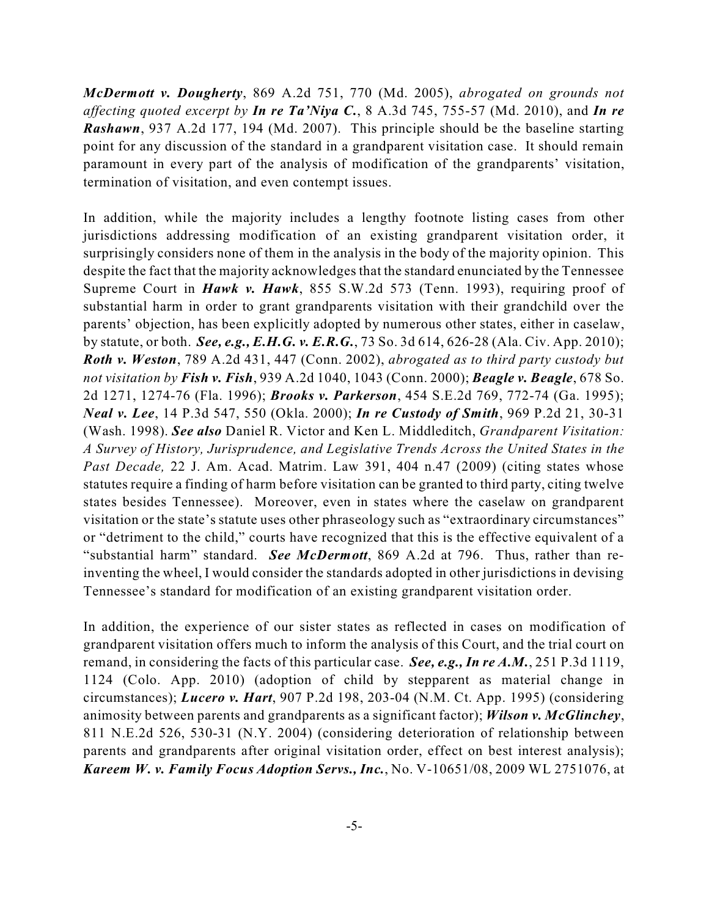***McDermott v. Dougherty***, 869 A.2d 751, 770 (Md. 2005), *abrogated on grounds not affecting quoted excerpt by* ***In re Ta'Niya C.***, 8 A.3d 745, 755-57 (Md. 2010), and ***In re Rashawn***, 937 A.2d 177, 194 (Md. 2007). This principle should be the baseline starting point for any discussion of the standard in a grandparent visitation case. It should remain paramount in every part of the analysis of modification of the grandparents' visitation, termination of visitation, and even contempt issues.

In addition, while the majority includes a lengthy footnote listing cases from other jurisdictions addressing modification of an existing grandparent visitation order, it surprisingly considers none of them in the analysis in the body of the majority opinion. This despite the fact that the majority acknowledges that the standard enunciated by the Tennessee Supreme Court in ***Hawk v. Hawk***, 855 S.W.2d 573 (Tenn. 1993), requiring proof of substantial harm in order to grant grandparents visitation with their grandchild over the parents' objection, has been explicitly adopted by numerous other states, either in caselaw, by statute, or both. ***See, e.g., E.H.G. v. E.R.G.***, 73 So. 3d 614, 626-28 (Ala. Civ. App. 2010); ***Roth v. Weston***, 789 A.2d 431, 447 (Conn. 2002), *abrogated as to third party custody but not visitation by* ***Fish v. Fish***, 939 A.2d 1040, 1043 (Conn. 2000); ***Beagle v. Beagle***, 678 So. 2d 1271, 1274-76 (Fla. 1996); ***Brooks v. Parkerson***, 454 S.E.2d 769, 772-74 (Ga. 1995); ***Neal v. Lee***, 14 P.3d 547, 550 (Okla. 2000); ***In re Custody of Smith***, 969 P.2d 21, 30-31 (Wash. 1998). ***See also*** Daniel R. Victor and Ken L. Middleditch, *Grandparent Visitation: A Survey of History, Jurisprudence, and Legislative Trends Across the United States in the Past Decade,* 22 J. Am. Acad. Matrim. Law 391, 404 n.47 (2009) (citing states whose statutes require a finding of harm before visitation can be granted to third party, citing twelve states besides Tennessee). Moreover, even in states where the caselaw on grandparent visitation or the state's statute uses other phraseology such as "extraordinary circumstances" or "detriment to the child," courts have recognized that this is the effective equivalent of a "substantial harm" standard. ***See McDermott***, 869 A.2d at 796. Thus, rather than re-inventing the wheel, I would consider the standards adopted in other jurisdictions in devising Tennessee's standard for modification of an existing grandparent visitation order.

In addition, the experience of our sister states as reflected in cases on modification of grandparent visitation offers much to inform the analysis of this Court, and the trial court on remand, in considering the facts of this particular case. ***See, e.g., In re A.M.***, 251 P.3d 1119, 1124 (Colo. App. 2010) (adoption of child by stepparent as material change in circumstances); ***Lucero v. Hart***, 907 P.2d 198, 203-04 (N.M. Ct. App. 1995) (considering animosity between parents and grandparents as a significant factor); ***Wilson v. McGlinchey***, 811 N.E.2d 526, 530-31 (N.Y. 2004) (considering deterioration of relationship between parents and grandparents after original visitation order, effect on best interest analysis); ***Kareem W. v. Family Focus Adoption Servs., Inc.***, No. V-10651/08, 2009 WL 2751076, at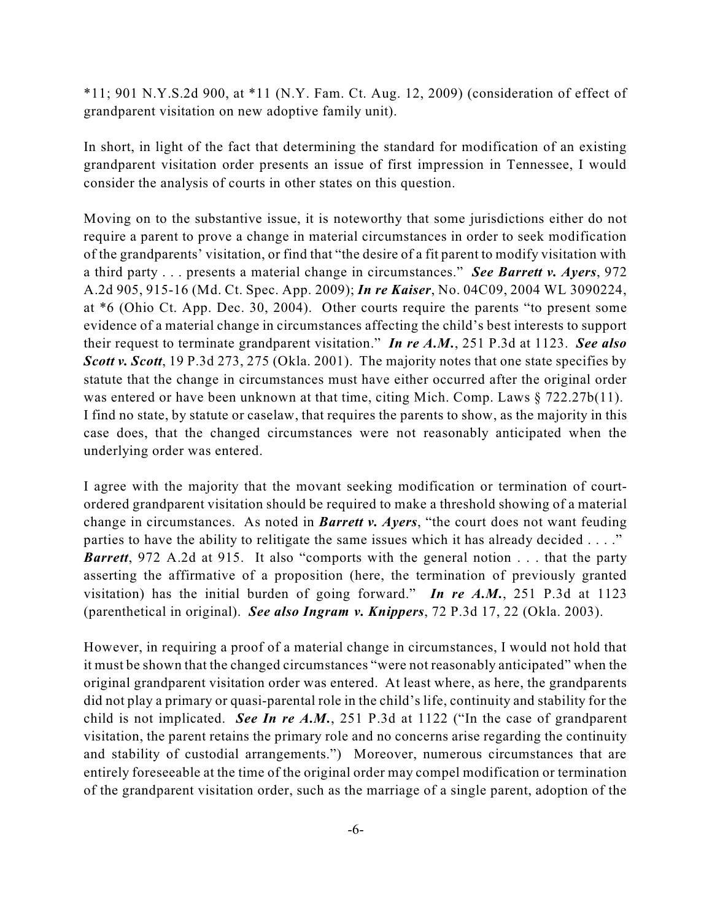*11; 901 N.Y.S.2d 900, at *11 (N.Y. Fam. Ct. Aug. 12, 2009) (consideration of effect of grandparent visitation on new adoptive family unit).

In short, in light of the fact that determining the standard for modification of an existing grandparent visitation order presents an issue of first impression in Tennessee, I would consider the analysis of courts in other states on this question.

Moving on to the substantive issue, it is noteworthy that some jurisdictions either do not require a parent to prove a change in material circumstances in order to seek modification of the grandparents' visitation, or find that "the desire of a fit parent to modify visitation with a third party . . . presents a material change in circumstances." ***See Barrett v. Ayers***, 972 A.2d 905, 915-16 (Md. Ct. Spec. App. 2009); ***In re Kaiser***, No. 04C09, 2004 WL 3090224, at *6 (Ohio Ct. App. Dec. 30, 2004). Other courts require the parents "to present some evidence of a material change in circumstances affecting the child's best interests to support their request to terminate grandparent visitation." ***In re A.M.***, 251 P.3d at 1123. ***See also Scott v. Scott***, 19 P.3d 273, 275 (Okla. 2001). The majority notes that one state specifies by statute that the change in circumstances must have either occurred after the original order was entered or have been unknown at that time, citing Mich. Comp. Laws § 722.27b(11). I find no state, by statute or caselaw, that requires the parents to show, as the majority in this case does, that the changed circumstances were not reasonably anticipated when the underlying order was entered.

I agree with the majority that the movant seeking modification or termination of court-ordered grandparent visitation should be required to make a threshold showing of a material change in circumstances. As noted in ***Barrett v. Ayers***, "the court does not want feuding parties to have the ability to relitigate the same issues which it has already decided . . . ." ***Barrett***, 972 A.2d at 915. It also "comports with the general notion . . . that the party asserting the affirmative of a proposition (here, the termination of previously granted visitation) has the initial burden of going forward." ***In re A.M.***, 251 P.3d at 1123 (parenthetical in original). ***See also Ingram v. Knippers***, 72 P.3d 17, 22 (Okla. 2003).

However, in requiring a proof of a material change in circumstances, I would not hold that it must be shown that the changed circumstances "were not reasonably anticipated" when the original grandparent visitation order was entered. At least where, as here, the grandparents did not play a primary or quasi-parental role in the child's life, continuity and stability for the child is not implicated. ***See In re A.M.***, 251 P.3d at 1122 ("In the case of grandparent visitation, the parent retains the primary role and no concerns arise regarding the continuity and stability of custodial arrangements.") Moreover, numerous circumstances that are entirely foreseeable at the time of the original order may compel modification or termination of the grandparent visitation order, such as the marriage of a single parent, adoption of the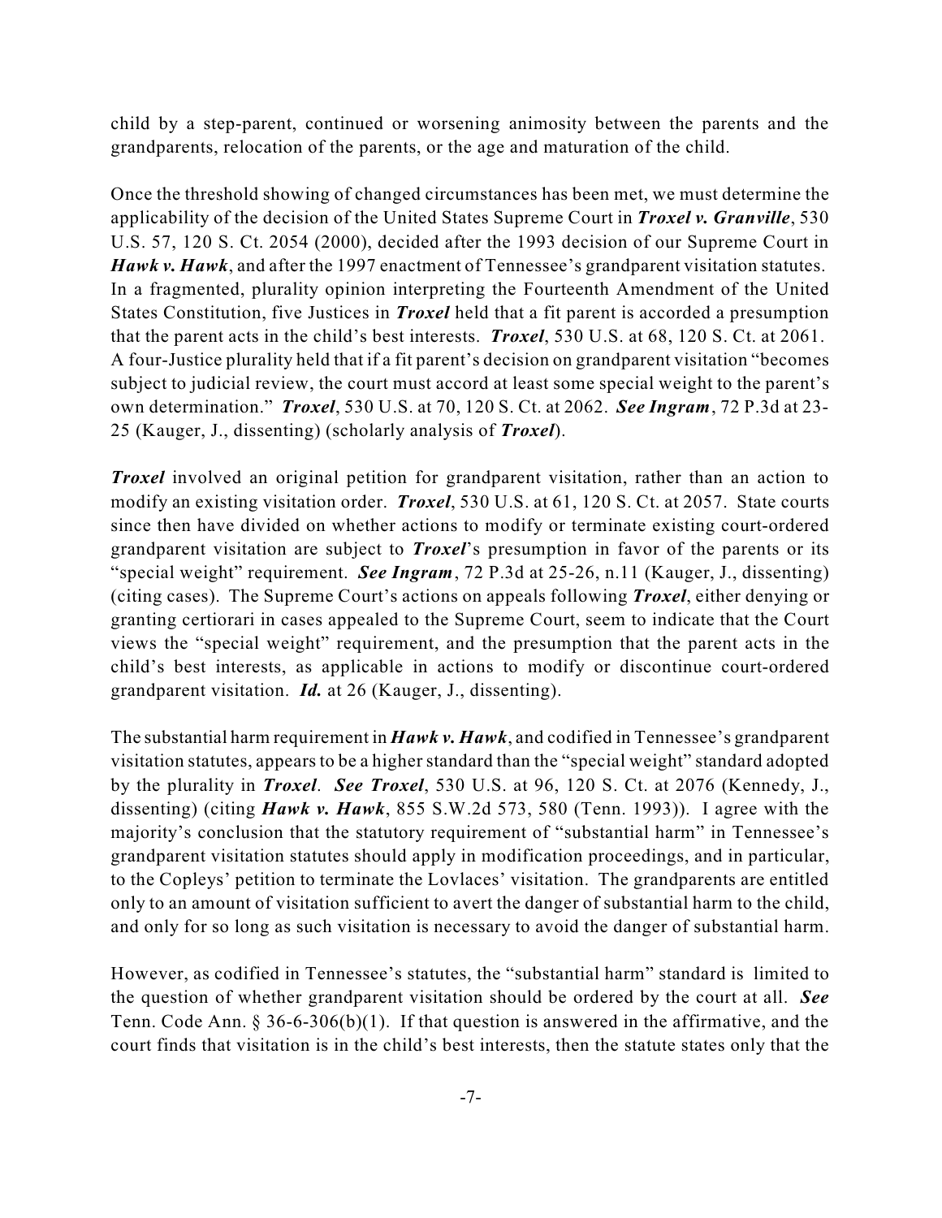child by a step-parent, continued or worsening animosity between the parents and the grandparents, relocation of the parents, or the age and maturation of the child.

Once the threshold showing of changed circumstances has been met, we must determine the applicability of the decision of the United States Supreme Court in ***Troxel v. Granville***, 530 U.S. 57, 120 S. Ct. 2054 (2000), decided after the 1993 decision of our Supreme Court in ***Hawk v. Hawk***, and after the 1997 enactment of Tennessee's grandparent visitation statutes. In a fragmented, plurality opinion interpreting the Fourteenth Amendment of the United States Constitution, five Justices in ***Troxel*** held that a fit parent is accorded a presumption that the parent acts in the child's best interests. ***Troxel***, 530 U.S. at 68, 120 S. Ct. at 2061. A four-Justice plurality held that if a fit parent's decision on grandparent visitation "becomes subject to judicial review, the court must accord at least some special weight to the parent's own determination." ***Troxel***, 530 U.S. at 70, 120 S. Ct. at 2062. ***See Ingram***, 72 P.3d at 23-25 (Kauger, J., dissenting) (scholarly analysis of ***Troxel***).

***Troxel*** involved an original petition for grandparent visitation, rather than an action to modify an existing visitation order. ***Troxel***, 530 U.S. at 61, 120 S. Ct. at 2057. State courts since then have divided on whether actions to modify or terminate existing court-ordered grandparent visitation are subject to ***Troxel***'s presumption in favor of the parents or its "special weight" requirement. ***See Ingram***, 72 P.3d at 25-26, n.11 (Kauger, J., dissenting) (citing cases). The Supreme Court's actions on appeals following ***Troxel***, either denying or granting certiorari in cases appealed to the Supreme Court, seem to indicate that the Court views the "special weight" requirement, and the presumption that the parent acts in the child's best interests, as applicable in actions to modify or discontinue court-ordered grandparent visitation. ***Id.*** at 26 (Kauger, J., dissenting).

The substantial harm requirement in ***Hawk v. Hawk***, and codified in Tennessee's grandparent visitation statutes, appears to be a higher standard than the "special weight" standard adopted by the plurality in ***Troxel***. ***See Troxel***, 530 U.S. at 96, 120 S. Ct. at 2076 (Kennedy, J., dissenting) (citing ***Hawk v. Hawk***, 855 S.W.2d 573, 580 (Tenn. 1993)). I agree with the majority's conclusion that the statutory requirement of "substantial harm" in Tennessee's grandparent visitation statutes should apply in modification proceedings, and in particular, to the Copleys' petition to terminate the Lovlaces' visitation. The grandparents are entitled only to an amount of visitation sufficient to avert the danger of substantial harm to the child, and only for so long as such visitation is necessary to avoid the danger of substantial harm.

However, as codified in Tennessee's statutes, the "substantial harm" standard is limited to the question of whether grandparent visitation should be ordered by the court at all. ***See*** Tenn. Code Ann. § 36-6-306(b)(1). If that question is answered in the affirmative, and the court finds that visitation is in the child's best interests, then the statute states only that the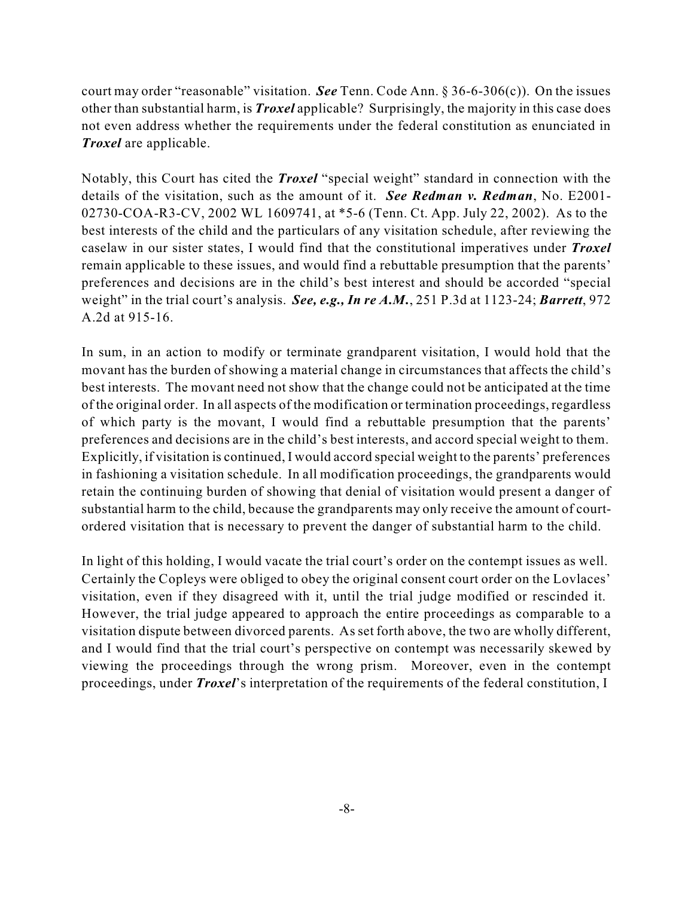court may order "reasonable" visitation. ***See*** Tenn. Code Ann. § 36-6-306(c)). On the issues other than substantial harm, is ***Troxel*** applicable? Surprisingly, the majority in this case does not even address whether the requirements under the federal constitution as enunciated in ***Troxel*** are applicable.

Notably, this Court has cited the ***Troxel*** "special weight" standard in connection with the details of the visitation, such as the amount of it. ***See Redman v. Redman***, No. E2001-02730-COA-R3-CV, 2002 WL 1609741, at *5-6 (Tenn. Ct. App. July 22, 2002). As to the best interests of the child and the particulars of any visitation schedule, after reviewing the caselaw in our sister states, I would find that the constitutional imperatives under ***Troxel*** remain applicable to these issues, and would find a rebuttable presumption that the parents' preferences and decisions are in the child's best interest and should be accorded "special weight" in the trial court's analysis. ***See, e.g., In re A.M.***, 251 P.3d at 1123-24; ***Barrett***, 972 A.2d at 915-16.

In sum, in an action to modify or terminate grandparent visitation, I would hold that the movant has the burden of showing a material change in circumstances that affects the child's best interests. The movant need not show that the change could not be anticipated at the time of the original order. In all aspects of the modification or termination proceedings, regardless of which party is the movant, I would find a rebuttable presumption that the parents' preferences and decisions are in the child's best interests, and accord special weight to them. Explicitly, if visitation is continued, I would accord special weight to the parents' preferences in fashioning a visitation schedule. In all modification proceedings, the grandparents would retain the continuing burden of showing that denial of visitation would present a danger of substantial harm to the child, because the grandparents may only receive the amount of court-ordered visitation that is necessary to prevent the danger of substantial harm to the child.

In light of this holding, I would vacate the trial court's order on the contempt issues as well. Certainly the Copleys were obliged to obey the original consent court order on the Lovlaces' visitation, even if they disagreed with it, until the trial judge modified or rescinded it. However, the trial judge appeared to approach the entire proceedings as comparable to a visitation dispute between divorced parents. As set forth above, the two are wholly different, and I would find that the trial court's perspective on contempt was necessarily skewed by viewing the proceedings through the wrong prism. Moreover, even in the contempt proceedings, under ***Troxel***'s interpretation of the requirements of the federal constitution, I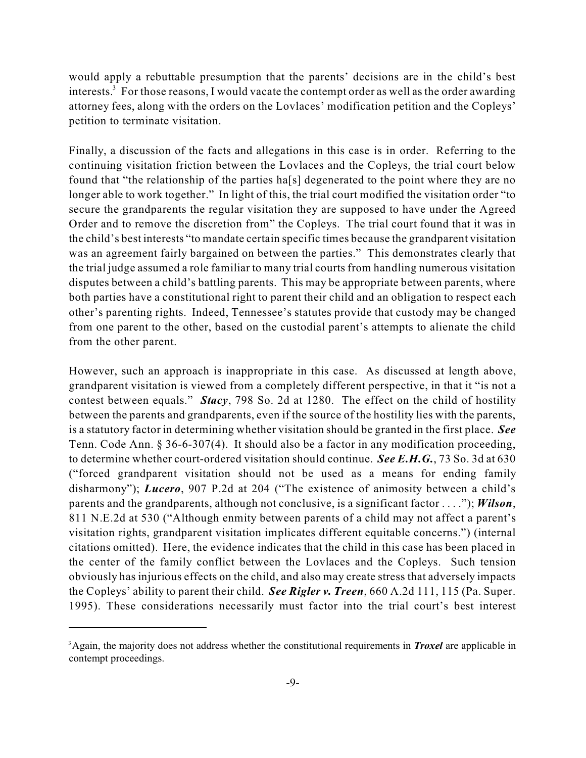would apply a rebuttable presumption that the parents' decisions are in the child's best interests.[3] For those reasons, I would vacate the contempt order as well as the order awarding attorney fees, along with the orders on the Lovlaces' modification petition and the Copleys' petition to terminate visitation.

Finally, a discussion of the facts and allegations in this case is in order. Referring to the continuing visitation friction between the Lovlaces and the Copleys, the trial court below found that "the relationship of the parties ha[s] degenerated to the point where they are no longer able to work together." In light of this, the trial court modified the visitation order "to secure the grandparents the regular visitation they are supposed to have under the Agreed Order and to remove the discretion from" the Copleys. The trial court found that it was in the child's best interests "to mandate certain specific times because the grandparent visitation was an agreement fairly bargained on between the parties." This demonstrates clearly that the trial judge assumed a role familiar to many trial courts from handling numerous visitation disputes between a child's battling parents. This may be appropriate between parents, where both parties have a constitutional right to parent their child and an obligation to respect each other's parenting rights. Indeed, Tennessee's statutes provide that custody may be changed from one parent to the other, based on the custodial parent's attempts to alienate the child from the other parent.

However, such an approach is inappropriate in this case. As discussed at length above, grandparent visitation is viewed from a completely different perspective, in that it "is not a contest between equals." ***Stacy***, 798 So. 2d at 1280. The effect on the child of hostility between the parents and grandparents, even if the source of the hostility lies with the parents, is a statutory factor in determining whether visitation should be granted in the first place. ***See*** Tenn. Code Ann. § 36-6-307(4). It should also be a factor in any modification proceeding, to determine whether court-ordered visitation should continue. ***See E.H.G.***, 73 So. 3d at 630 ("forced grandparent visitation should not be used as a means for ending family disharmony"); ***Lucero***, 907 P.2d at 204 ("The existence of animosity between a child's parents and the grandparents, although not conclusive, is a significant factor . . . ."); ***Wilson***, 811 N.E.2d at 530 ("Although enmity between parents of a child may not affect a parent's visitation rights, grandparent visitation implicates different equitable concerns.") (internal citations omitted). Here, the evidence indicates that the child in this case has been placed in the center of the family conflict between the Lovlaces and the Copleys. Such tension obviously has injurious effects on the child, and also may create stress that adversely impacts the Copleys' ability to parent their child. ***See Rigler v. Treen***, 660 A.2d 111, 115 (Pa. Super. 1995). These considerations necessarily must factor into the trial court's best interest

---

[3] Again, the majority does not address whether the constitutional requirements in ***Troxel*** are applicable in contempt proceedings.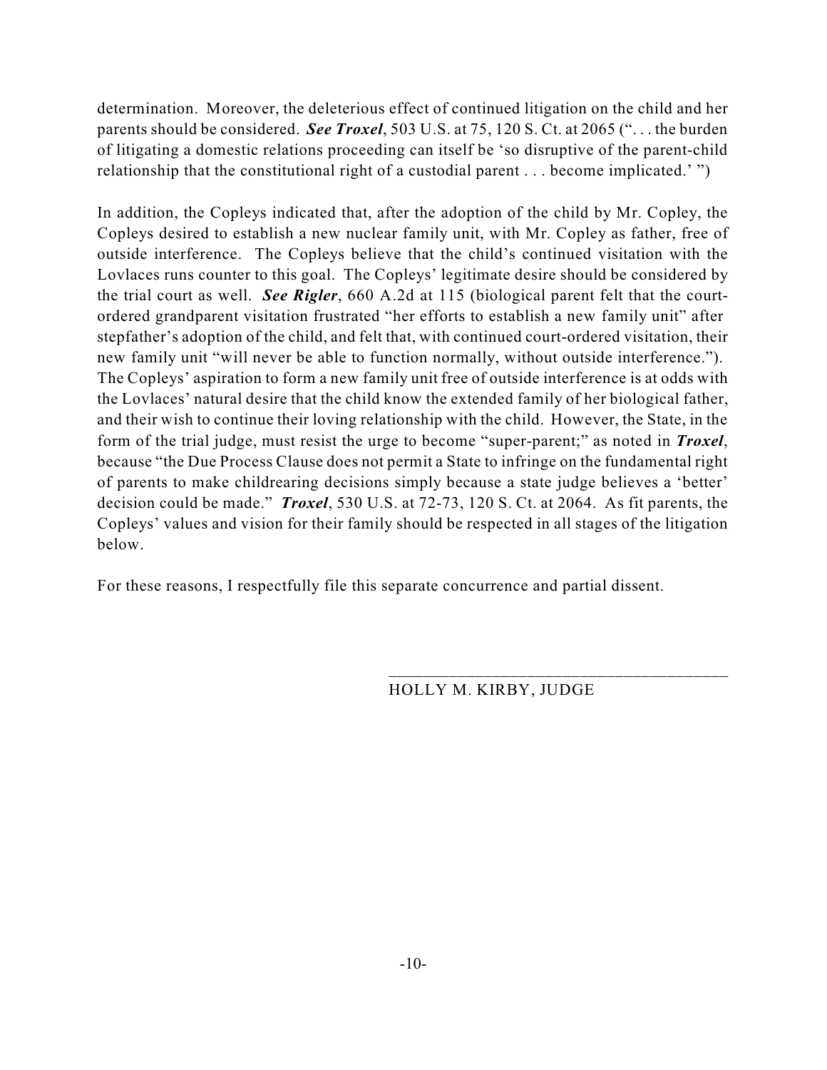determination. Moreover, the deleterious effect of continued litigation on the child and her parents should be considered. ***See Troxel***, 503 U.S. at 75, 120 S. Ct. at 2065 (". . . the burden of litigating a domestic relations proceeding can itself be 'so disruptive of the parent-child relationship that the constitutional right of a custodial parent . . . become implicated.' ")

In addition, the Copleys indicated that, after the adoption of the child by Mr. Copley, the Copleys desired to establish a new nuclear family unit, with Mr. Copley as father, free of outside interference. The Copleys believe that the child's continued visitation with the Lovlaces runs counter to this goal. The Copleys' legitimate desire should be considered by the trial court as well. ***See Rigler***, 660 A.2d at 115 (biological parent felt that the court-ordered grandparent visitation frustrated "her efforts to establish a new family unit" after stepfather's adoption of the child, and felt that, with continued court-ordered visitation, their new family unit "will never be able to function normally, without outside interference."). The Copleys' aspiration to form a new family unit free of outside interference is at odds with the Lovlaces' natural desire that the child know the extended family of her biological father, and their wish to continue their loving relationship with the child. However, the State, in the form of the trial judge, must resist the urge to become "super-parent;" as noted in ***Troxel***, because "the Due Process Clause does not permit a State to infringe on the fundamental right of parents to make childrearing decisions simply because a state judge believes a 'better' decision could be made." ***Troxel***, 530 U.S. at 72-73, 120 S. Ct. at 2064. As fit parents, the Copleys' values and vision for their family should be respected in all stages of the litigation below.

For these reasons, I respectfully file this separate concurrence and partial dissent.

\_\_\_\_\_\_\_\_\_\_\_\_\_\_\_\_\_\_\_\_\_\_\_\_\_\_\_\_\_\_\_\_\_\_\_\_\_\_\_\_

HOLLY M. KIRBY, JUDGE